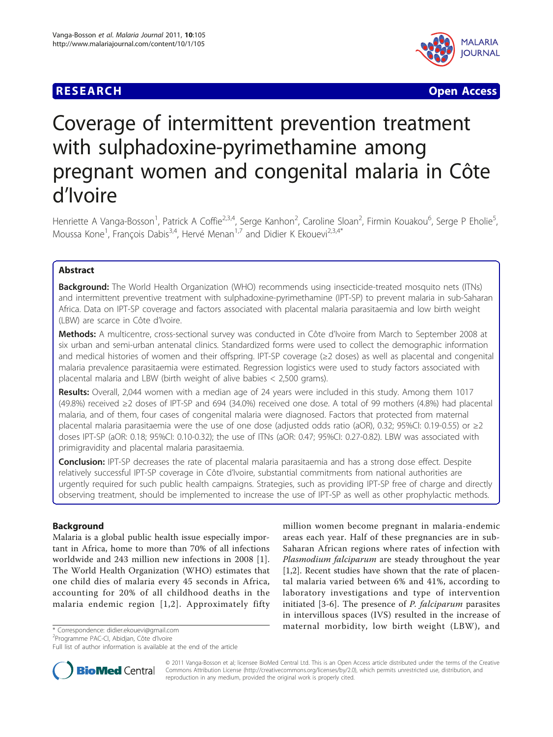# RESEARCH Open Access

# Coverage of intermittent prevention treatment with sulphadoxine-pyrimethamine among pregnant women and congenital malaria in Côte d'Ivoire

Henriette A Vanga-Bosson[1], Patrick A Coffie[2,3,4], Serge Kanhon[2], Caroline Sloan[2], Firmin Kouakou[6], Serge P Eholie[5], Moussa Kone[1], François Dabis[3,4], Hervé Menan[1,7] and Didier K Ekouevi[2,3,4*]

## Abstract

**Background:** The World Health Organization (WHO) recommends using insecticide-treated mosquito nets (ITNs) and intermittent preventive treatment with sulphadoxine-pyrimethamine (IPT-SP) to prevent malaria in sub-Saharan Africa. Data on IPT-SP coverage and factors associated with placental malaria parasitaemia and low birth weight (LBW) are scarce in Côte d'Ivoire.

**Methods:** A multicentre, cross-sectional survey was conducted in Côte d'Ivoire from March to September 2008 at six urban and semi-urban antenatal clinics. Standardized forms were used to collect the demographic information and medical histories of women and their offspring. IPT-SP coverage (≥2 doses) as well as placental and congenital malaria prevalence parasitaemia were estimated. Regression logistics were used to study factors associated with placental malaria and LBW (birth weight of alive babies < 2,500 grams).

**Results:** Overall, 2,044 women with a median age of 24 years were included in this study. Among them 1017 (49.8%) received ≥2 doses of IPT-SP and 694 (34.0%) received one dose. A total of 99 mothers (4.8%) had placental malaria, and of them, four cases of congenital malaria were diagnosed. Factors that protected from maternal placental malaria parasitaemia were the use of one dose (adjusted odds ratio (aOR), 0.32; 95%CI: 0.19-0.55) or ≥2 doses IPT-SP (aOR: 0.18; 95%CI: 0.10-0.32); the use of ITNs (aOR: 0.47; 95%CI: 0.27-0.82). LBW was associated with primigravidity and placental malaria parasitaemia.

**Conclusion:** IPT-SP decreases the rate of placental malaria parasitaemia and has a strong dose effect. Despite relatively successful IPT-SP coverage in Côte d'Ivoire, substantial commitments from national authorities are urgently required for such public health campaigns. Strategies, such as providing IPT-SP free of charge and directly observing treatment, should be implemented to increase the use of IPT-SP as well as other prophylactic methods.

## Background

Malaria is a global public health issue especially important in Africa, home to more than 70% of all infections worldwide and 243 million new infections in 2008 [1]. The World Health Organization (WHO) estimates that one child dies of malaria every 45 seconds in Africa, accounting for 20% of all childhood deaths in the malaria endemic region [1,2]. Approximately fifty million women become pregnant in malaria-endemic areas each year. Half of these pregnancies are in sub-Saharan African regions where rates of infection with *Plasmodium falciparum* are steady throughout the year [1,2]. Recent studies have shown that the rate of placental malaria varied between 6% and 41%, according to laboratory investigations and type of intervention initiated [3-6]. The presence of *P. falciparum* parasites in intervillous spaces (IVS) resulted in the increase of maternal morbidity, low birth weight (LBW), and

\* Correspondence: didier.ekouevi@gmail.com
[2]Programme PAC-CI, Abidjan, Côte d'Ivoire
Full list of author information is available at the end of the article

© 2011 Vanga-Bosson et al; licensee BioMed Central Ltd. This is an Open Access article distributed under the terms of the Creative Commons Attribution License (http://creativecommons.org/licenses/by/2.0), which permits unrestricted use, distribution, and reproduction in any medium, provided the original work is properly cited.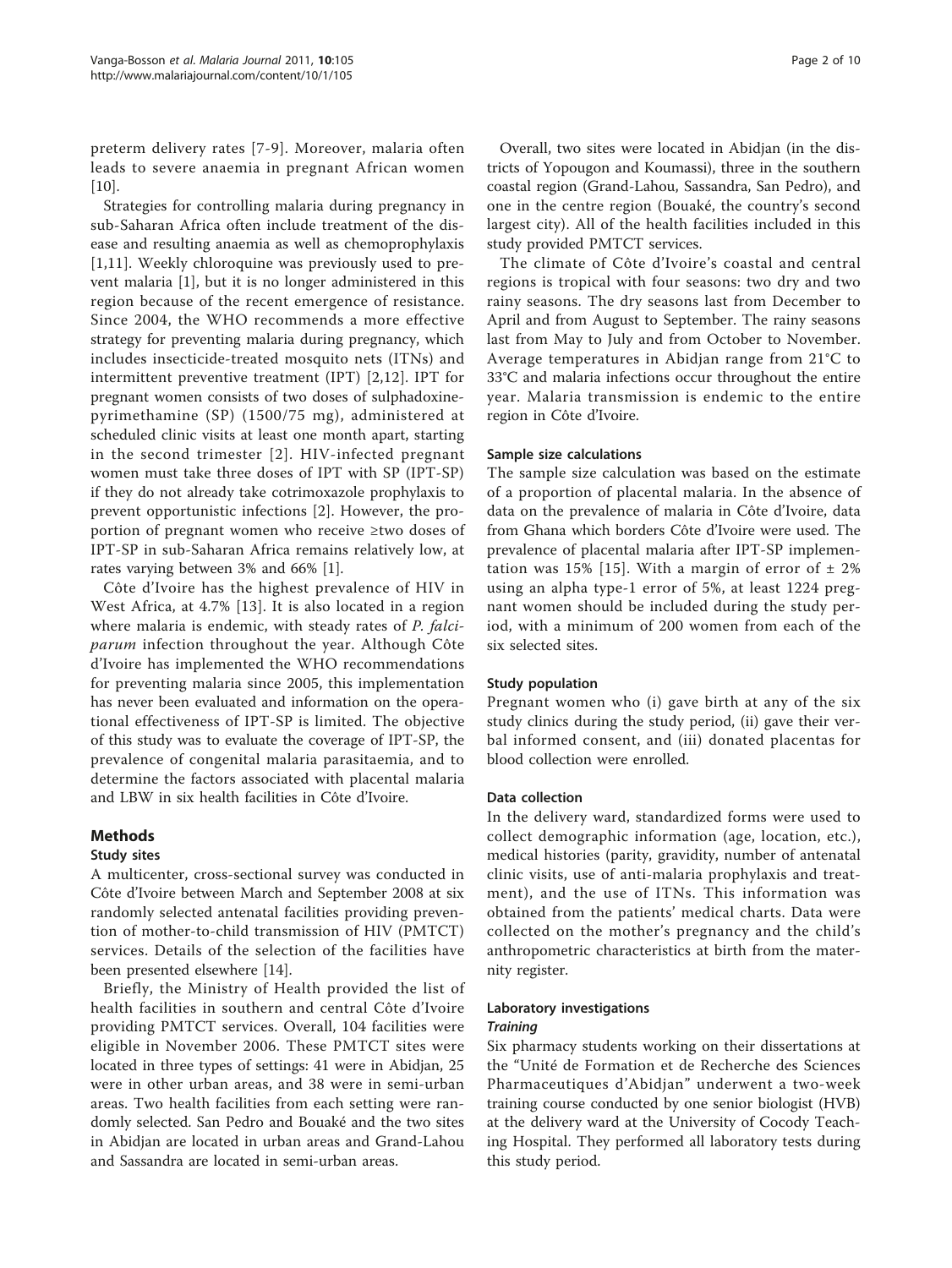preterm delivery rates [7-9]. Moreover, malaria often leads to severe anaemia in pregnant African women [10].

Strategies for controlling malaria during pregnancy in sub-Saharan Africa often include treatment of the disease and resulting anaemia as well as chemoprophylaxis [1,11]. Weekly chloroquine was previously used to prevent malaria [1], but it is no longer administered in this region because of the recent emergence of resistance. Since 2004, the WHO recommends a more effective strategy for preventing malaria during pregnancy, which includes insecticide-treated mosquito nets (ITNs) and intermittent preventive treatment (IPT) [2,12]. IPT for pregnant women consists of two doses of sulphadoxine-pyrimethamine (SP) (1500/75 mg), administered at scheduled clinic visits at least one month apart, starting in the second trimester [2]. HIV-infected pregnant women must take three doses of IPT with SP (IPT-SP) if they do not already take cotrimoxazole prophylaxis to prevent opportunistic infections [2]. However, the proportion of pregnant women who receive ≥two doses of IPT-SP in sub-Saharan Africa remains relatively low, at rates varying between 3% and 66% [1].

Côte d'Ivoire has the highest prevalence of HIV in West Africa, at 4.7% [13]. It is also located in a region where malaria is endemic, with steady rates of *P. falciparum* infection throughout the year. Although Côte d'Ivoire has implemented the WHO recommendations for preventing malaria since 2005, this implementation has never been evaluated and information on the operational effectiveness of IPT-SP is limited. The objective of this study was to evaluate the coverage of IPT-SP, the prevalence of congenital malaria parasitaemia, and to determine the factors associated with placental malaria and LBW in six health facilities in Côte d'Ivoire.

## Methods

### Study sites

A multicenter, cross-sectional survey was conducted in Côte d'Ivoire between March and September 2008 at six randomly selected antenatal facilities providing prevention of mother-to-child transmission of HIV (PMTCT) services. Details of the selection of the facilities have been presented elsewhere [14].

Briefly, the Ministry of Health provided the list of health facilities in southern and central Côte d'Ivoire providing PMTCT services. Overall, 104 facilities were eligible in November 2006. These PMTCT sites were located in three types of settings: 41 were in Abidjan, 25 were in other urban areas, and 38 were in semi-urban areas. Two health facilities from each setting were randomly selected. San Pedro and Bouaké and the two sites in Abidjan are located in urban areas and Grand-Lahou and Sassandra are located in semi-urban areas.

Overall, two sites were located in Abidjan (in the districts of Yopougon and Koumassi), three in the southern coastal region (Grand-Lahou, Sassandra, San Pedro), and one in the centre region (Bouaké, the country's second largest city). All of the health facilities included in this study provided PMTCT services.

The climate of Côte d'Ivoire's coastal and central regions is tropical with four seasons: two dry and two rainy seasons. The dry seasons last from December to April and from August to September. The rainy seasons last from May to July and from October to November. Average temperatures in Abidjan range from 21°C to 33°C and malaria infections occur throughout the entire year. Malaria transmission is endemic to the entire region in Côte d'Ivoire.

### Sample size calculations

The sample size calculation was based on the estimate of a proportion of placental malaria. In the absence of data on the prevalence of malaria in Côte d'Ivoire, data from Ghana which borders Côte d'Ivoire were used. The prevalence of placental malaria after IPT-SP implementation was 15% [15]. With a margin of error of ± 2% using an alpha type-1 error of 5%, at least 1224 pregnant women should be included during the study period, with a minimum of 200 women from each of the six selected sites.

### Study population

Pregnant women who (i) gave birth at any of the six study clinics during the study period, (ii) gave their verbal informed consent, and (iii) donated placentas for blood collection were enrolled.

### Data collection

In the delivery ward, standardized forms were used to collect demographic information (age, location, etc.), medical histories (parity, gravidity, number of antenatal clinic visits, use of anti-malaria prophylaxis and treatment), and the use of ITNs. This information was obtained from the patients' medical charts. Data were collected on the mother's pregnancy and the child's anthropometric characteristics at birth from the maternity register.

### Laboratory investigations

#### *Training*

Six pharmacy students working on their dissertations at the "Unité de Formation et de Recherche des Sciences Pharmaceutiques d'Abidjan" underwent a two-week training course conducted by one senior biologist (HVB) at the delivery ward at the University of Cocody Teaching Hospital. They performed all laboratory tests during this study period.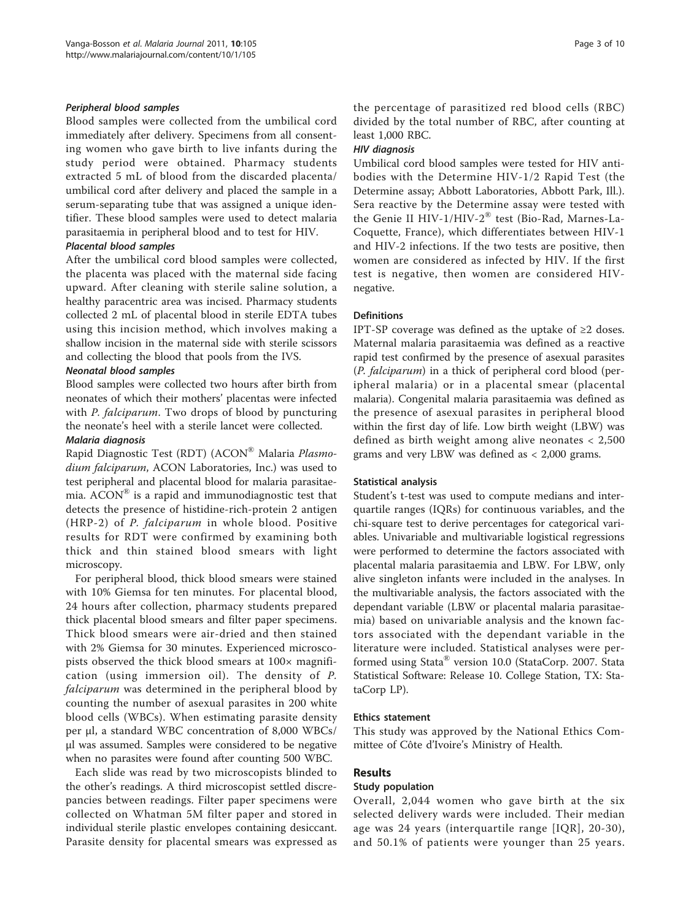#### *Peripheral blood samples*

Blood samples were collected from the umbilical cord immediately after delivery. Specimens from all consenting women who gave birth to live infants during the study period were obtained. Pharmacy students extracted 5 mL of blood from the discarded placenta/umbilical cord after delivery and placed the sample in a serum-separating tube that was assigned a unique identifier. These blood samples were used to detect malaria parasitaemia in peripheral blood and to test for HIV.

#### *Placental blood samples*

After the umbilical cord blood samples were collected, the placenta was placed with the maternal side facing upward. After cleaning with sterile saline solution, a healthy paracentric area was incised. Pharmacy students collected 2 mL of placental blood in sterile EDTA tubes using this incision method, which involves making a shallow incision in the maternal side with sterile scissors and collecting the blood that pools from the IVS.

#### *Neonatal blood samples*

Blood samples were collected two hours after birth from neonates of which their mothers' placentas were infected with *P. falciparum*. Two drops of blood by puncturing the neonate's heel with a sterile lancet were collected.

#### *Malaria diagnosis*

Rapid Diagnostic Test (RDT) (ACON® Malaria *Plasmodium falciparum*, ACON Laboratories, Inc.) was used to test peripheral and placental blood for malaria parasitaemia. ACON® is a rapid and immunodiagnostic test that detects the presence of histidine-rich-protein 2 antigen (HRP-2) of *P. falciparum* in whole blood. Positive results for RDT were confirmed by examining both thick and thin stained blood smears with light microscopy.

For peripheral blood, thick blood smears were stained with 10% Giemsa for ten minutes. For placental blood, 24 hours after collection, pharmacy students prepared thick placental blood smears and filter paper specimens. Thick blood smears were air-dried and then stained with 2% Giemsa for 30 minutes. Experienced microscopists observed the thick blood smears at 100× magnification (using immersion oil). The density of *P. falciparum* was determined in the peripheral blood by counting the number of asexual parasites in 200 white blood cells (WBCs). When estimating parasite density per μl, a standard WBC concentration of 8,000 WBCs/μl was assumed. Samples were considered to be negative when no parasites were found after counting 500 WBC.

Each slide was read by two microscopists blinded to the other's readings. A third microscopist settled discrepancies between readings. Filter paper specimens were collected on Whatman 5M filter paper and stored in individual sterile plastic envelopes containing desiccant. Parasite density for placental smears was expressed as the percentage of parasitized red blood cells (RBC) divided by the total number of RBC, after counting at least 1,000 RBC.

#### *HIV diagnosis*

Umbilical cord blood samples were tested for HIV antibodies with the Determine HIV-1/2 Rapid Test (the Determine assay; Abbott Laboratories, Abbott Park, Ill.). Sera reactive by the Determine assay were tested with the Genie II HIV-1/HIV-2® test (Bio-Rad, Marnes-La-Coquette, France), which differentiates between HIV-1 and HIV-2 infections. If the two tests are positive, then women are considered as infected by HIV. If the first test is negative, then women are considered HIV-negative.

### Definitions

IPT-SP coverage was defined as the uptake of ≥2 doses. Maternal malaria parasitaemia was defined as a reactive rapid test confirmed by the presence of asexual parasites (*P. falciparum*) in a thick of peripheral cord blood (peripheral malaria) or in a placental smear (placental malaria). Congenital malaria parasitaemia was defined as the presence of asexual parasites in peripheral blood within the first day of life. Low birth weight (LBW) was defined as birth weight among alive neonates < 2,500 grams and very LBW was defined as < 2,000 grams.

### Statistical analysis

Student's t-test was used to compute medians and interquartile ranges (IQRs) for continuous variables, and the chi-square test to derive percentages for categorical variables. Univariable and multivariable logistical regressions were performed to determine the factors associated with placental malaria parasitaemia and LBW. For LBW, only alive singleton infants were included in the analyses. In the multivariable analysis, the factors associated with the dependant variable (LBW or placental malaria parasitaemia) based on univariable analysis and the known factors associated with the dependant variable in the literature were included. Statistical analyses were performed using Stata® version 10.0 (StataCorp. 2007. Stata Statistical Software: Release 10. College Station, TX: StataCorp LP).

### Ethics statement

This study was approved by the National Ethics Committee of Côte d'Ivoire's Ministry of Health.

## Results

### Study population

Overall, 2,044 women who gave birth at the six selected delivery wards were included. Their median age was 24 years (interquartile range [IQR], 20-30), and 50.1% of patients were younger than 25 years.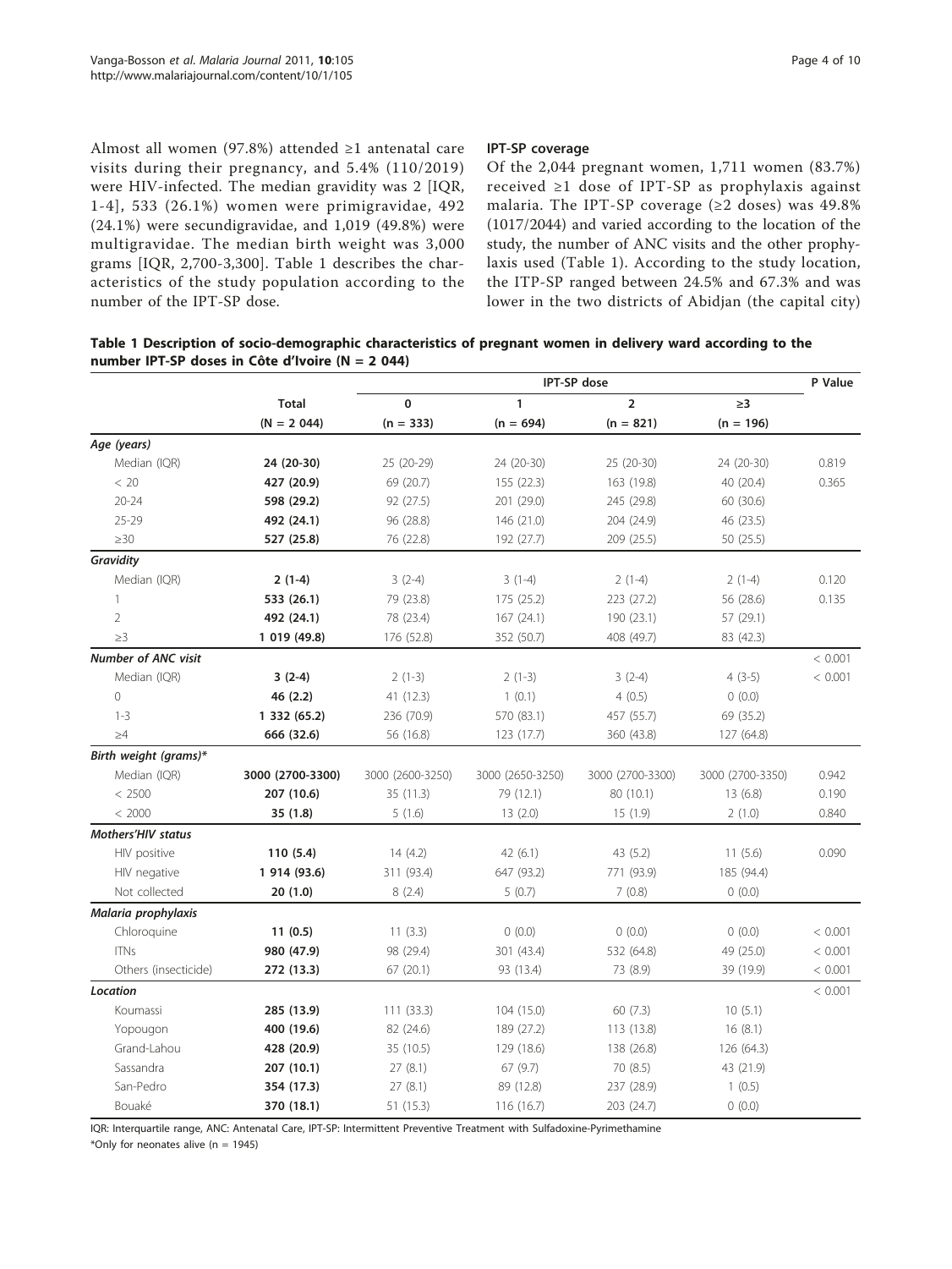Almost all women (97.8%) attended ≥1 antenatal care visits during their pregnancy, and 5.4% (110/2019) were HIV-infected. The median gravidity was 2 [IQR, 1-4], 533 (26.1%) women were primigravidae, 492 (24.1%) were secundigravidae, and 1,019 (49.8%) were multigravidae. The median birth weight was 3,000 grams [IQR, 2,700-3,300]. Table 1 describes the characteristics of the study population according to the number of the IPT-SP dose.

### IPT-SP coverage

Of the 2,044 pregnant women, 1,711 women (83.7%) received ≥1 dose of IPT-SP as prophylaxis against malaria. The IPT-SP coverage (≥2 doses) was 49.8% (1017/2044) and varied according to the location of the study, the number of ANC visits and the other prophylaxis used (Table 1). According to the study location, the ITP-SP ranged between 24.5% and 67.3% and was lower in the two districts of Abidjan (the capital city)

**Table 1 Description of socio-demographic characteristics of pregnant women in delivery ward according to the number IPT-SP doses in Côte d'Ivoire (N = 2 044)**

| | Total | IPT-SP dose | | | | P Value |
|---|---|---|---|---|---|---|
| | (N = 2 044) | 0 (n = 333) | 1 (n = 694) | 2 (n = 821) | ≥3 (n = 196) | |
| ***Age (years)*** | | | | | | |
| Median (IQR) | **24 (20-30)** | 25 (20-29) | 24 (20-30) | 25 (20-30) | 24 (20-30) | 0.819 |
| < 20 | **427 (20.9)** | 69 (20.7) | 155 (22.3) | 163 (19.8) | 40 (20.4) | 0.365 |
| 20-24 | **598 (29.2)** | 92 (27.5) | 201 (29.0) | 245 (29.8) | 60 (30.6) | |
| 25-29 | **492 (24.1)** | 96 (28.8) | 146 (21.0) | 204 (24.9) | 46 (23.5) | |
| ≥30 | **527 (25.8)** | 76 (22.8) | 192 (27.7) | 209 (25.5) | 50 (25.5) | |
| ***Gravidity*** | | | | | | |
| Median (IQR) | **2 (1-4)** | 3 (2-4) | 3 (1-4) | 2 (1-4) | 2 (1-4) | 0.120 |
| 1 | **533 (26.1)** | 79 (23.8) | 175 (25.2) | 223 (27.2) | 56 (28.6) | 0.135 |
| 2 | **492 (24.1)** | 78 (23.4) | 167 (24.1) | 190 (23.1) | 57 (29.1) | |
| ≥3 | **1 019 (49.8)** | 176 (52.8) | 352 (50.7) | 408 (49.7) | 83 (42.3) | |
| ***Number of ANC visit*** | | | | | | < 0.001 |
| Median (IQR) | **3 (2-4)** | 2 (1-3) | 2 (1-3) | 3 (2-4) | 4 (3-5) | < 0.001 |
| 0 | **46 (2.2)** | 41 (12.3) | 1 (0.1) | 4 (0.5) | 0 (0.0) | |
| 1-3 | **1 332 (65.2)** | 236 (70.9) | 570 (83.1) | 457 (55.7) | 69 (35.2) | |
| ≥4 | **666 (32.6)** | 56 (16.8) | 123 (17.7) | 360 (43.8) | 127 (64.8) | |
| ***Birth weight (grams)**** | | | | | | |
| Median (IQR) | **3000 (2700-3300)** | 3000 (2600-3250) | 3000 (2650-3250) | 3000 (2700-3300) | 3000 (2700-3350) | 0.942 |
| < 2500 | **207 (10.6)** | 35 (11.3) | 79 (12.1) | 80 (10.1) | 13 (6.8) | 0.190 |
| < 2000 | **35 (1.8)** | 5 (1.6) | 13 (2.0) | 15 (1.9) | 2 (1.0) | 0.840 |
| ***Mothers'HIV status*** | | | | | | |
| HIV positive | **110 (5.4)** | 14 (4.2) | 42 (6.1) | 43 (5.2) | 11 (5.6) | 0.090 |
| HIV negative | **1 914 (93.6)** | 311 (93.4) | 647 (93.2) | 771 (93.9) | 185 (94.4) | |
| Not collected | **20 (1.0)** | 8 (2.4) | 5 (0.7) | 7 (0.8) | 0 (0.0) | |
| ***Malaria prophylaxis*** | | | | | | |
| Chloroquine | **11 (0.5)** | 11 (3.3) | 0 (0.0) | 0 (0.0) | 0 (0.0) | < 0.001 |
| ITNs | **980 (47.9)** | 98 (29.4) | 301 (43.4) | 532 (64.8) | 49 (25.0) | < 0.001 |
| Others (insecticide) | **272 (13.3)** | 67 (20.1) | 93 (13.4) | 73 (8.9) | 39 (19.9) | < 0.001 |
| ***Location*** | | | | | | < 0.001 |
| Koumassi | **285 (13.9)** | 111 (33.3) | 104 (15.0) | 60 (7.3) | 10 (5.1) | |
| Yopougon | **400 (19.6)** | 82 (24.6) | 189 (27.2) | 113 (13.8) | 16 (8.1) | |
| Grand-Lahou | **428 (20.9)** | 35 (10.5) | 129 (18.6) | 138 (26.8) | 126 (64.3) | |
| Sassandra | **207 (10.1)** | 27 (8.1) | 67 (9.7) | 70 (8.5) | 43 (21.9) | |
| San-Pedro | **354 (17.3)** | 27 (8.1) | 89 (12.8) | 237 (28.9) | 1 (0.5) | |
| Bouaké | **370 (18.1)** | 51 (15.3) | 116 (16.7) | 203 (24.7) | 0 (0.0) | |

IQR: Interquartile range, ANC: Antenatal Care, IPT-SP: Intermittent Preventive Treatment with Sulfadoxine-Pyrimethamine

*Only for neonates alive (n = 1945)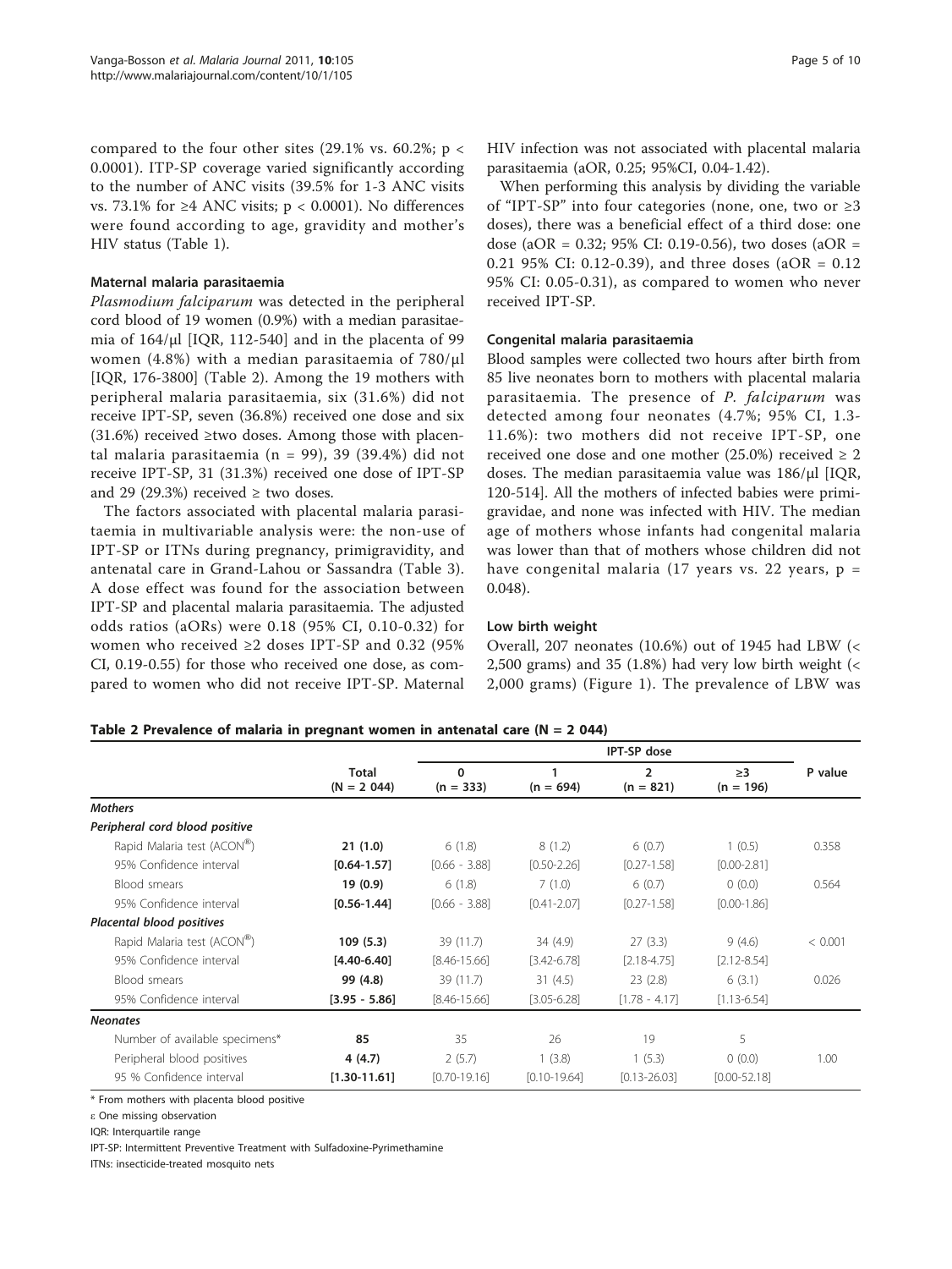compared to the four other sites (29.1% vs. 60.2%; $p < 0.0001$). ITP-SP coverage varied significantly according to the number of ANC visits (39.5% for 1-3 ANC visits vs. 73.1% for ≥4 ANC visits; $p < 0.0001$). No differences were found according to age, gravidity and mother's HIV status (Table 1).

### Maternal malaria parasitaemia

*Plasmodium falciparum* was detected in the peripheral cord blood of 19 women (0.9%) with a median parasitaemia of 164/μl [IQR, 112-540] and in the placenta of 99 women (4.8%) with a median parasitaemia of 780/μl [IQR, 176-3800] (Table 2). Among the 19 mothers with peripheral malaria parasitaemia, six (31.6%) did not receive IPT-SP, seven (36.8%) received one dose and six (31.6%) received ≥two doses. Among those with placental malaria parasitaemia (n = 99), 39 (39.4%) did not receive IPT-SP, 31 (31.3%) received one dose of IPT-SP and 29 (29.3%) received ≥ two doses.

The factors associated with placental malaria parasitaemia in multivariable analysis were: the non-use of IPT-SP or ITNs during pregnancy, primigravidity, and antenatal care in Grand-Lahou or Sassandra (Table 3). A dose effect was found for the association between IPT-SP and placental malaria parasitaemia. The adjusted odds ratios (aORs) were 0.18 (95% CI, 0.10-0.32) for women who received ≥2 doses IPT-SP and 0.32 (95% CI, 0.19-0.55) for those who received one dose, as compared to women who did not receive IPT-SP. Maternal HIV infection was not associated with placental malaria parasitaemia (aOR, 0.25; 95%CI, 0.04-1.42).

When performing this analysis by dividing the variable of "IPT-SP" into four categories (none, one, two or ≥3 doses), there was a beneficial effect of a third dose: one dose (aOR = 0.32; 95% CI: 0.19-0.56), two doses (aOR = 0.21 95% CI: 0.12-0.39), and three doses (aOR = 0.12 95% CI: 0.05-0.31), as compared to women who never received IPT-SP.

### Congenital malaria parasitaemia

Blood samples were collected two hours after birth from 85 live neonates born to mothers with placental malaria parasitaemia. The presence of *P. falciparum* was detected among four neonates (4.7%; 95% CI, 1.3-11.6%): two mothers did not receive IPT-SP, one received one dose and one mother (25.0%) received ≥ 2 doses. The median parasitaemia value was 186/μl [IQR, 120-514]. All the mothers of infected babies were primigravidae, and none was infected with HIV. The median age of mothers whose infants had congenital malaria was lower than that of mothers whose children did not have congenital malaria (17 years vs. 22 years, $p = 0.048$).

### Low birth weight

Overall, 207 neonates (10.6%) out of 1945 had LBW (< 2,500 grams) and 35 (1.8%) had very low birth weight (< 2,000 grams) (Figure 1). The prevalence of LBW was

**Table 2 Prevalence of malaria in pregnant women in antenatal care (N = 2 044)**

| | Total (N = 2 044) | IPT-SP dose | | | | P value |
|---|---|---|---|---|---|---|
| | | 0 (n = 333) | 1 (n = 694) | 2 (n = 821) | ≥3 (n = 196) | |
| ***Mothers*** | | | | | | |
| ***Peripheral cord blood positive*** | | | | | | |
| Rapid Malaria test (ACON®) | **21 (1.0)** | 6 (1.8) | 8 (1.2) | 6 (0.7) | 1 (0.5) | 0.358 |
| 95% Confidence interval | **[0.64-1.57]** | [0.66 - 3.88] | [0.50-2.26] | [0.27-1.58] | [0.00-2.81] | |
| Blood smears | **19 (0.9)** | 6 (1.8) | 7 (1.0) | 6 (0.7) | 0 (0.0) | 0.564 |
| 95% Confidence interval | **[0.56-1.44]** | [0.66 - 3.88] | [0.41-2.07] | [0.27-1.58] | [0.00-1.86] | |
| ***Placental blood positives*** | | | | | | |
| Rapid Malaria test (ACON®) | **109 (5.3)** | 39 (11.7) | 34 (4.9) | 27 (3.3) | 9 (4.6) | < 0.001 |
| 95% Confidence interval | **[4.40-6.40]** | [8.46-15.66] | [3.42-6.78] | [2.18-4.75] | [2.12-8.54] | |
| Blood smears | **99 (4.8)** | 39 (11.7) | 31 (4.5) | 23 (2.8) | 6 (3.1) | 0.026 |
| 95% Confidence interval | **[3.95 - 5.86]** | [8.46-15.66] | [3.05-6.28] | [1.78 - 4.17] | [1.13-6.54] | |
| ***Neonates*** | | | | | | |
| Number of available specimens* | **85** | 35 | 26 | 19 | 5 | |
| Peripheral blood positives | **4 (4.7)** | 2 (5.7) | 1 (3.8) | 1 (5.3) | 0 (0.0) | 1.00 |
| 95 % Confidence interval | **[1.30-11.61]** | [0.70-19.16] | [0.10-19.64] | [0.13-26.03] | [0.00-52.18] | |

\* From mothers with placenta blood positive

ε One missing observation

IQR: Interquartile range

IPT-SP: Intermittent Preventive Treatment with Sulfadoxine-Pyrimethamine

ITNs: insecticide-treated mosquito nets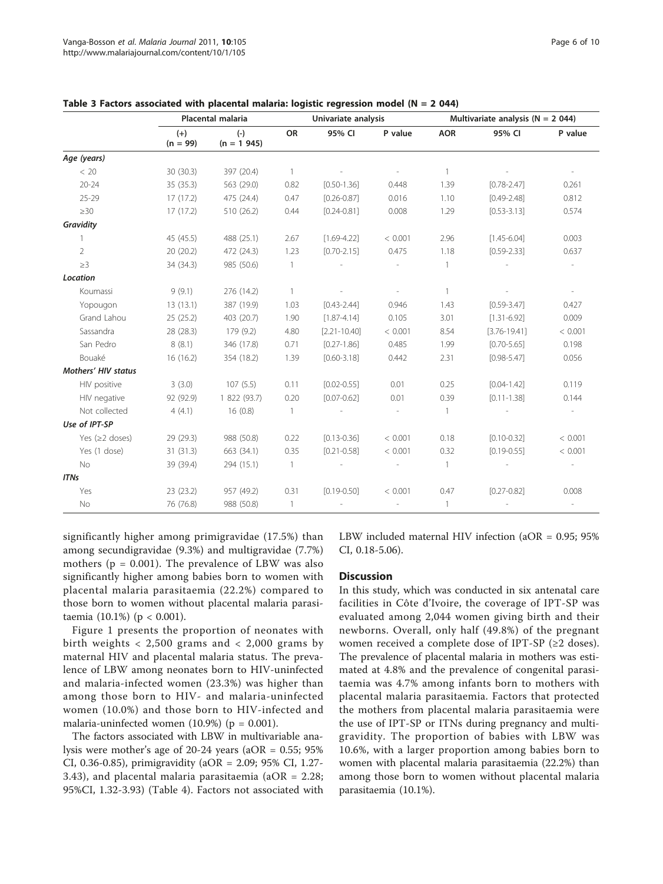**Table 3 Factors associated with placental malaria: logistic regression model (N = 2 044)**

| | Placental malaria | | Univariate analysis | | | Multivariate analysis (N = 2 044) | | |
|---|---|---|---|---|---|---|---|---|
| | (+) (n = 99) | (-) (n = 1 945) | OR | 95% CI | P value | AOR | 95% CI | P value |
| ***Age (years)*** | | | | | | | | |
| < 20 | 30 (30.3) | 397 (20.4) | 1 | - | - | 1 | - | - |
| 20-24 | 35 (35.3) | 563 (29.0) | 0.82 | [0.50-1.36] | 0.448 | 1.39 | [0.78-2.47] | 0.261 |
| 25-29 | 17 (17.2) | 475 (24.4) | 0.47 | [0.26-0.87] | 0.016 | 1.10 | [0.49-2.48] | 0.812 |
| ≥30 | 17 (17.2) | 510 (26.2) | 0.44 | [0.24-0.81] | 0.008 | 1.29 | [0.53-3.13] | 0.574 |
| ***Gravidity*** | | | | | | | | |
| 1 | 45 (45.5) | 488 (25.1) | 2.67 | [1.69-4.22] | < 0.001 | 2.96 | [1.45-6.04] | 0.003 |
| 2 | 20 (20.2) | 472 (24.3) | 1.23 | [0.70-2.15] | 0.475 | 1.18 | [0.59-2.33] | 0.637 |
| ≥3 | 34 (34.3) | 985 (50.6) | 1 | - | - | 1 | - | - |
| ***Location*** | | | | | | | | |
| Koumassi | 9 (9.1) | 276 (14.2) | 1 | - | - | 1 | - | - |
| Yopougon | 13 (13.1) | 387 (19.9) | 1.03 | [0.43-2.44] | 0.946 | 1.43 | [0.59-3.47] | 0.427 |
| Grand Lahou | 25 (25.2) | 403 (20.7) | 1.90 | [1.87-4.14] | 0.105 | 3.01 | [1.31-6.92] | 0.009 |
| Sassandra | 28 (28.3) | 179 (9.2) | 4.80 | [2.21-10.40] | < 0.001 | 8.54 | [3.76-19.41] | < 0.001 |
| San Pedro | 8 (8.1) | 346 (17.8) | 0.71 | [0.27-1.86] | 0.485 | 1.99 | [0.70-5.65] | 0.198 |
| Bouaké | 16 (16.2) | 354 (18.2) | 1.39 | [0.60-3.18] | 0.442 | 2.31 | [0.98-5.47] | 0.056 |
| ***Mothers' HIV status*** | | | | | | | | |
| HIV positive | 3 (3.0) | 107 (5.5) | 0.11 | [0.02-0.55] | 0.01 | 0.25 | [0.04-1.42] | 0.119 |
| HIV negative | 92 (92.9) | 1 822 (93.7) | 0.20 | [0.07-0.62] | 0.01 | 0.39 | [0.11-1.38] | 0.144 |
| Not collected | 4 (4.1) | 16 (0.8) | 1 | - | - | 1 | - | - |
| ***Use of IPT-SP*** | | | | | | | | |
| Yes (≥2 doses) | 29 (29.3) | 988 (50.8) | 0.22 | [0.13-0.36] | < 0.001 | 0.18 | [0.10-0.32] | < 0.001 |
| Yes (1 dose) | 31 (31.3) | 663 (34.1) | 0.35 | [0.21-0.58] | < 0.001 | 0.32 | [0.19-0.55] | < 0.001 |
| No | 39 (39.4) | 294 (15.1) | 1 | - | - | 1 | - | - |
| ***ITNs*** | | | | | | | | |
| Yes | 23 (23.2) | 957 (49.2) | 0.31 | [0.19-0.50] | < 0.001 | 0.47 | [0.27-0.82] | 0.008 |
| No | 76 (76.8) | 988 (50.8) | 1 | - | - | 1 | - | - |

significantly higher among primigravidae (17.5%) than among secundigravidae (9.3%) and multigravidae (7.7%) mothers (p = 0.001). The prevalence of LBW was also significantly higher among babies born to women with placental malaria parasitaemia (22.2%) compared to those born to women without placental malaria parasitaemia (10.1%) (p < 0.001).

Figure 1 presents the proportion of neonates with birth weights < 2,500 grams and < 2,000 grams by maternal HIV and placental malaria status. The prevalence of LBW among neonates born to HIV-uninfected and malaria-infected women (23.3%) was higher than among those born to HIV- and malaria-uninfected women (10.0%) and those born to HIV-infected and malaria-uninfected women (10.9%) (p = 0.001).

The factors associated with LBW in multivariable analysis were mother's age of 20-24 years (aOR = 0.55; 95% CI, 0.36-0.85), primigravidity (aOR = 2.09; 95% CI, 1.27-3.43), and placental malaria parasitaemia (aOR = 2.28; 95%CI, 1.32-3.93) (Table 4). Factors not associated with LBW included maternal HIV infection (aOR = 0.95; 95% CI, 0.18-5.06).

## Discussion

In this study, which was conducted in six antenatal care facilities in Côte d'Ivoire, the coverage of IPT-SP was evaluated among 2,044 women giving birth and their newborns. Overall, only half (49.8%) of the pregnant women received a complete dose of IPT-SP (≥2 doses). The prevalence of placental malaria in mothers was estimated at 4.8% and the prevalence of congenital parasitaemia was 4.7% among infants born to mothers with placental malaria parasitaemia. Factors that protected the mothers from placental malaria parasitaemia were the use of IPT-SP or ITNs during pregnancy and multigravidity. The proportion of babies with LBW was 10.6%, with a larger proportion among babies born to women with placental malaria parasitaemia (22.2%) than among those born to women without placental malaria parasitaemia (10.1%).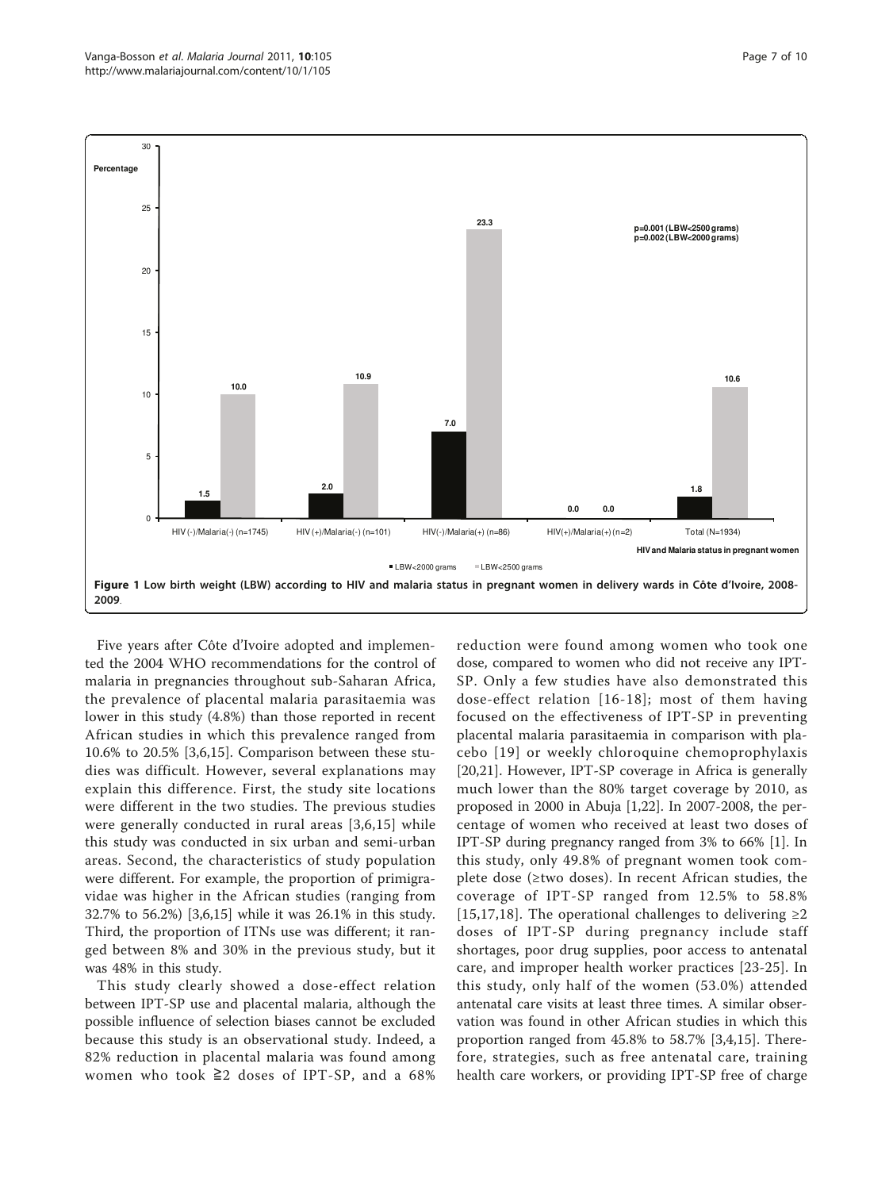**Figure 1 Low birth weight (LBW) according to HIV and malaria status in pregnant women in delivery wards in Côte d'Ivoire, 2008-2009**.

Five years after Côte d'Ivoire adopted and implemented the 2004 WHO recommendations for the control of malaria in pregnancies throughout sub-Saharan Africa, the prevalence of placental malaria parasitaemia was lower in this study (4.8%) than those reported in recent African studies in which this prevalence ranged from 10.6% to 20.5% [3,6,15]. Comparison between these studies was difficult. However, several explanations may explain this difference. First, the study site locations were different in the two studies. The previous studies were generally conducted in rural areas [3,6,15] while this study was conducted in six urban and semi-urban areas. Second, the characteristics of study population were different. For example, the proportion of primigravidae was higher in the African studies (ranging from 32.7% to 56.2%) [3,6,15] while it was 26.1% in this study. Third, the proportion of ITNs use was different; it ranged between 8% and 30% in the previous study, but it was 48% in this study.

This study clearly showed a dose-effect relation between IPT-SP use and placental malaria, although the possible influence of selection biases cannot be excluded because this study is an observational study. Indeed, a 82% reduction in placental malaria was found among women who took ≧2 doses of IPT-SP, and a 68% reduction were found among women who took one dose, compared to women who did not receive any IPT-SP. Only a few studies have also demonstrated this dose-effect relation [16-18]; most of them having focused on the effectiveness of IPT-SP in preventing placental malaria parasitaemia in comparison with placebo [19] or weekly chloroquine chemoprophylaxis [20,21]. However, IPT-SP coverage in Africa is generally much lower than the 80% target coverage by 2010, as proposed in 2000 in Abuja [1,22]. In 2007-2008, the percentage of women who received at least two doses of IPT-SP during pregnancy ranged from 3% to 66% [1]. In this study, only 49.8% of pregnant women took complete dose (≥two doses). In recent African studies, the coverage of IPT-SP ranged from 12.5% to 58.8% [15,17,18]. The operational challenges to delivering ≥2 doses of IPT-SP during pregnancy include staff shortages, poor drug supplies, poor access to antenatal care, and improper health worker practices [23-25]. In this study, only half of the women (53.0%) attended antenatal care visits at least three times. A similar observation was found in other African studies in which this proportion ranged from 45.8% to 58.7% [3,4,15]. Therefore, strategies, such as free antenatal care, training health care workers, or providing IPT-SP free of charge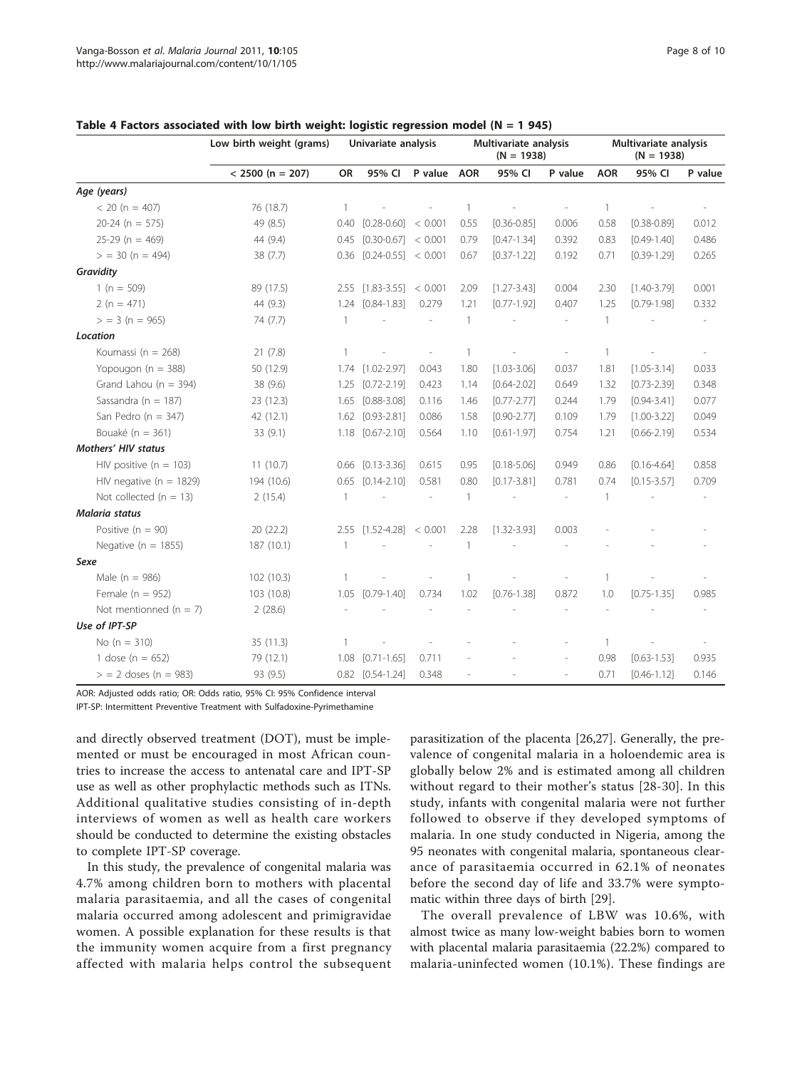**Table 4 Factors associated with low birth weight: logistic regression model (N = 1 945)**

| | Low birth weight (grams) | Univariate analysis | | | Multivariate analysis (N = 1938) | | | Multivariate analysis (N = 1938) | | |
|---|---|---|---|---|---|---|---|---|---|---|
| | < 2500 (n = 207) | OR | 95% CI | P value | AOR | 95% CI | P value | AOR | 95% CI | P value |
| ***Age (years)*** | | | | | | | | | | |
| < 20 (n = 407) | 76 (18.7) | 1 | - | - | 1 | - | - | 1 | - | - |
| 20-24 (n = 575) | 49 (8.5) | 0.40 | [0.28-0.60] | < 0.001 | 0.55 | [0.36-0.85] | 0.006 | 0.58 | [0.38-0.89] | 0.012 |
| 25-29 (n = 469) | 44 (9.4) | 0.45 | [0.30-0.67] | < 0.001 | 0.79 | [0.47-1.34] | 0.392 | 0.83 | [0.49-1.40] | 0.486 |
| > = 30 (n = 494) | 38 (7.7) | 0.36 | [0.24-0.55] | < 0.001 | 0.67 | [0.37-1.22] | 0.192 | 0.71 | [0.39-1.29] | 0.265 |
| ***Gravidity*** | | | | | | | | | | |
| 1 (n = 509) | 89 (17.5) | 2.55 | [1.83-3.55] | < 0.001 | 2.09 | [1.27-3.43] | 0.004 | 2.30 | [1.40-3.79] | 0.001 |
| 2 (n = 471) | 44 (9.3) | 1.24 | [0.84-1.83] | 0.279 | 1.21 | [0.77-1.92] | 0.407 | 1.25 | [0.79-1.98] | 0.332 |
| > = 3 (n = 965) | 74 (7.7) | 1 | - | - | 1 | - | - | 1 | - | - |
| ***Location*** | | | | | | | | | | |
| Koumassi (n = 268) | 21 (7.8) | 1 | - | - | 1 | - | - | 1 | - | - |
| Yopougon (n = 388) | 50 (12.9) | 1.74 | [1.02-2.97] | 0.043 | 1.80 | [1.03-3.06] | 0.037 | 1.81 | [1.05-3.14] | 0.033 |
| Grand Lahou (n = 394) | 38 (9.6) | 1.25 | [0.72-2.19] | 0.423 | 1.14 | [0.64-2.02] | 0.649 | 1.32 | [0.73-2.39] | 0.348 |
| Sassandra (n = 187) | 23 (12.3) | 1.65 | [0.88-3.08] | 0.116 | 1.46 | [0.77-2.77] | 0.244 | 1.79 | [0.94-3.41] | 0.077 |
| San Pedro (n = 347) | 42 (12.1) | 1.62 | [0.93-2.81] | 0.086 | 1.58 | [0.90-2.77] | 0.109 | 1.79 | [1.00-3.22] | 0.049 |
| Bouaké (n = 361) | 33 (9.1) | 1.18 | [0.67-2.10] | 0.564 | 1.10 | [0.61-1.97] | 0.754 | 1.21 | [0.66-2.19] | 0.534 |
| ***Mothers' HIV status*** | | | | | | | | | | |
| HIV positive (n = 103) | 11 (10.7) | 0.66 | [0.13-3.36] | 0.615 | 0.95 | [0.18-5.06] | 0.949 | 0.86 | [0.16-4.64] | 0.858 |
| HIV negative (n = 1829) | 194 (10.6) | 0.65 | [0.14-2.10] | 0.581 | 0.80 | [0.17-3.81] | 0.781 | 0.74 | [0.15-3.57] | 0.709 |
| Not collected (n = 13) | 2 (15.4) | 1 | - | - | 1 | - | - | 1 | - | - |
| ***Malaria status*** | | | | | | | | | | |
| Positive (n = 90) | 20 (22.2) | 2.55 | [1.52-4.28] | < 0.001 | 2.28 | [1.32-3.93] | 0.003 | - | - | - |
| Negative (n = 1855) | 187 (10.1) | 1 | - | - | 1 | - | - | - | - | - |
| ***Sexe*** | | | | | | | | | | |
| Male (n = 986) | 102 (10.3) | 1 | - | - | 1 | - | - | 1 | - | - |
| Female (n = 952) | 103 (10.8) | 1.05 | [0.79-1.40] | 0.734 | 1.02 | [0.76-1.38] | 0.872 | 1.0 | [0.75-1.35] | 0.985 |
| Not mentionned (n = 7) | 2 (28.6) | - | - | - | - | - | - | - | - | - |
| ***Use of IPT-SP*** | | | | | | | | | | |
| No (n = 310) | 35 (11.3) | 1 | - | - | - | - | - | 1 | - | - |
| 1 dose (n = 652) | 79 (12.1) | 1.08 | [0.71-1.65] | 0.711 | - | - | - | 0.98 | [0.63-1.53] | 0.935 |
| > = 2 doses (n = 983) | 93 (9.5) | 0.82 | [0.54-1.24] | 0.348 | - | - | - | 0.71 | [0.46-1.12] | 0.146 |

AOR: Adjusted odds ratio; OR: Odds ratio, 95% CI: 95% Confidence interval

IPT-SP: Intermittent Preventive Treatment with Sulfadoxine-Pyrimethamine

and directly observed treatment (DOT), must be implemented or must be encouraged in most African countries to increase the access to antenatal care and IPT-SP use as well as other prophylactic methods such as ITNs. Additional qualitative studies consisting of in-depth interviews of women as well as health care workers should be conducted to determine the existing obstacles to complete IPT-SP coverage.

In this study, the prevalence of congenital malaria was 4.7% among children born to mothers with placental malaria parasitaemia, and all the cases of congenital malaria occurred among adolescent and primigravidae women. A possible explanation for these results is that the immunity women acquire from a first pregnancy affected with malaria helps control the subsequent parasitization of the placenta [26,27]. Generally, the prevalence of congenital malaria in a holoendemic area is globally below 2% and is estimated among all children without regard to their mother's status [28-30]. In this study, infants with congenital malaria were not further followed to observe if they developed symptoms of malaria. In one study conducted in Nigeria, among the 95 neonates with congenital malaria, spontaneous clearance of parasitaemia occurred in 62.1% of neonates before the second day of life and 33.7% were symptomatic within three days of birth [29].

The overall prevalence of LBW was 10.6%, with almost twice as many low-weight babies born to women with placental malaria parasitaemia (22.2%) compared to malaria-uninfected women (10.1%). These findings are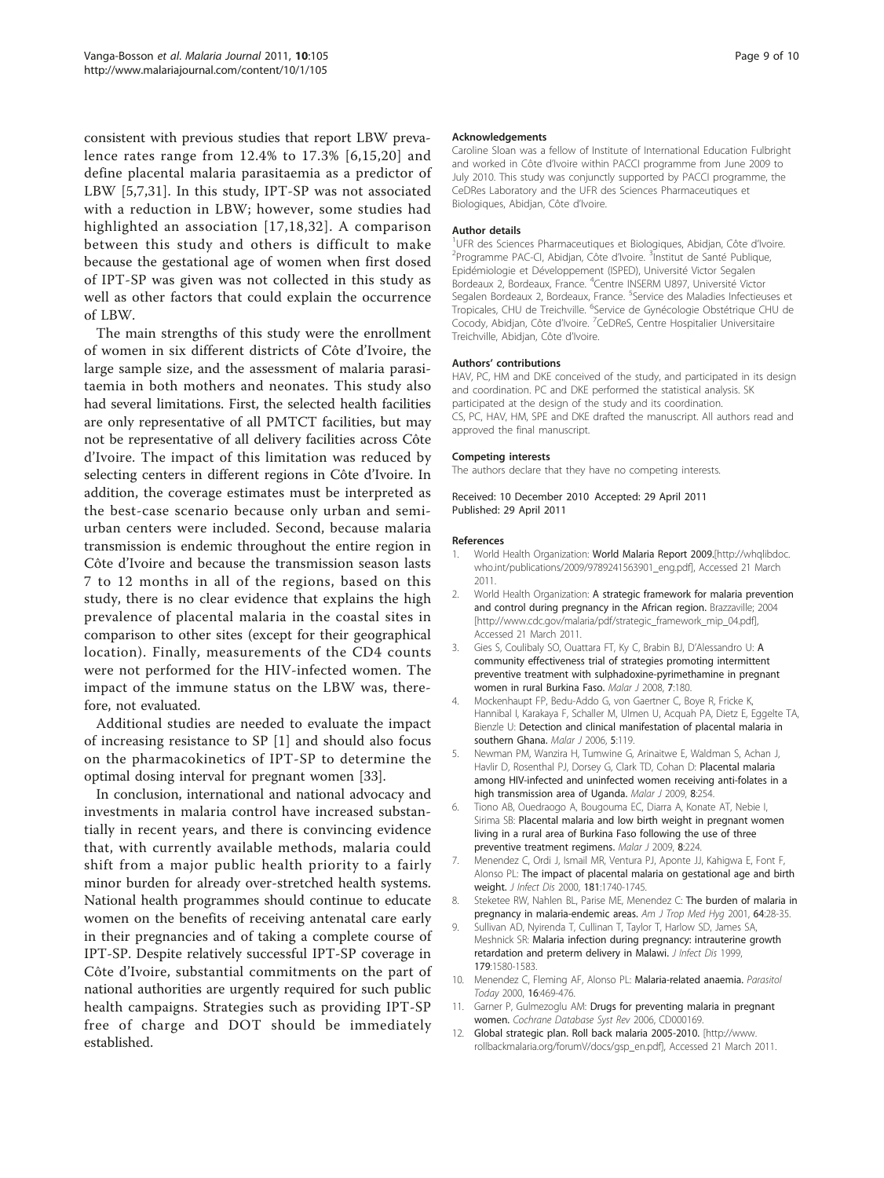consistent with previous studies that report LBW prevalence rates range from 12.4% to 17.3% [6,15,20] and define placental malaria parasitaemia as a predictor of LBW [5,7,31]. In this study, IPT-SP was not associated with a reduction in LBW; however, some studies had highlighted an association [17,18,32]. A comparison between this study and others is difficult to make because the gestational age of women when first dosed of IPT-SP was given was not collected in this study as well as other factors that could explain the occurrence of LBW.

The main strengths of this study were the enrollment of women in six different districts of Côte d'Ivoire, the large sample size, and the assessment of malaria parasitaemia in both mothers and neonates. This study also had several limitations. First, the selected health facilities are only representative of all PMTCT facilities, but may not be representative of all delivery facilities across Côte d'Ivoire. The impact of this limitation was reduced by selecting centers in different regions in Côte d'Ivoire. In addition, the coverage estimates must be interpreted as the best-case scenario because only urban and semi-urban centers were included. Second, because malaria transmission is endemic throughout the entire region in Côte d'Ivoire and because the transmission season lasts 7 to 12 months in all of the regions, based on this study, there is no clear evidence that explains the high prevalence of placental malaria in the coastal sites in comparison to other sites (except for their geographical location). Finally, measurements of the CD4 counts were not performed for the HIV-infected women. The impact of the immune status on the LBW was, therefore, not evaluated.

Additional studies are needed to evaluate the impact of increasing resistance to SP [1] and should also focus on the pharmacokinetics of IPT-SP to determine the optimal dosing interval for pregnant women [33].

In conclusion, international and national advocacy and investments in malaria control have increased substantially in recent years, and there is convincing evidence that, with currently available methods, malaria could shift from a major public health priority to a fairly minor burden for already over-stretched health systems. National health programmes should continue to educate women on the benefits of receiving antenatal care early in their pregnancies and of taking a complete course of IPT-SP. Despite relatively successful IPT-SP coverage in Côte d'Ivoire, substantial commitments on the part of national authorities are urgently required for such public health campaigns. Strategies such as providing IPT-SP free of charge and DOT should be immediately established.

#### Acknowledgements

Caroline Sloan was a fellow of Institute of International Education Fulbright and worked in Côte d'Ivoire within PACCI programme from June 2009 to July 2010. This study was conjunctly supported by PACCI programme, the CeDRes Laboratory and the UFR des Sciences Pharmaceutiques et Biologiques, Abidjan, Côte d'Ivoire.

#### Author details

[1]UFR des Sciences Pharmaceutiques et Biologiques, Abidjan, Côte d'Ivoire. [2]Programme PAC-CI, Abidjan, Côte d'Ivoire. [3]Institut de Santé Publique, Epidémiologie et Développement (ISPED), Université Victor Segalen Bordeaux 2, Bordeaux, France. [4]Centre INSERM U897, Université Victor Segalen Bordeaux 2, Bordeaux, France. [5]Service des Maladies Infectieuses et Tropicales, CHU de Treichville. [6]Service de Gynécologie Obstétrique CHU de Cocody, Abidjan, Côte d'Ivoire. [7]CeDReS, Centre Hospitalier Universitaire Treichville, Abidjan, Côte d'Ivoire.

#### Authors' contributions

HAV, PC, HM and DKE conceived of the study, and participated in its design and coordination. PC and DKE performed the statistical analysis. SK participated at the design of the study and its coordination.
CS, PC, HAV, HM, SPE and DKE drafted the manuscript. All authors read and approved the final manuscript.

#### Competing interests

The authors declare that they have no competing interests.

Received: 10 December 2010 Accepted: 29 April 2011
Published: 29 April 2011

#### References

1. World Health Organization: **World Malaria Report 2009.**[http://whqlibdoc.who.int/publications/2009/9789241563901_eng.pdf], Accessed 21 March 2011.
2. World Health Organization: **A strategic framework for malaria prevention and control during pregnancy in the African region.** Brazzaville; 2004 [http://www.cdc.gov/malaria/pdf/strategic_framework_mip_04.pdf], Accessed 21 March 2011.
3. Gies S, Coulibaly SO, Ouattara FT, Ky C, Brabin BJ, D'Alessandro U: **A community effectiveness trial of strategies promoting intermittent preventive treatment with sulphadoxine-pyrimethamine in pregnant women in rural Burkina Faso.** *Malar J* 2008, **7**:180.
4. Mockenhaupt FP, Bedu-Addo G, von Gaertner C, Boye R, Fricke K, Hannibal I, Karakaya F, Schaller M, Ulmen U, Acquah PA, Dietz E, Eggelte TA, Bienzle U: **Detection and clinical manifestation of placental malaria in southern Ghana.** *Malar J* 2006, **5**:119.
5. Newman PM, Wanzira H, Tumwine G, Arinaitwe E, Waldman S, Achan J, Havlir D, Rosenthal PJ, Dorsey G, Clark TD, Cohan D: **Placental malaria among HIV-infected and uninfected women receiving anti-folates in a high transmission area of Uganda.** *Malar J* 2009, **8**:254.
6. Tiono AB, Ouedraogo A, Bougouma EC, Diarra A, Konate AT, Nebie I, Sirima SB: **Placental malaria and low birth weight in pregnant women living in a rural area of Burkina Faso following the use of three preventive treatment regimens.** *Malar J* 2009, **8**:224.
7. Menendez C, Ordi J, Ismail MR, Ventura PJ, Aponte JJ, Kahigwa E, Font F, Alonso PL: **The impact of placental malaria on gestational age and birth weight.** *J Infect Dis* 2000, **181**:1740-1745.
8. Steketee RW, Nahlen BL, Parise ME, Menendez C: **The burden of malaria in pregnancy in malaria-endemic areas.** *Am J Trop Med Hyg* 2001, **64**:28-35.
9. Sullivan AD, Nyirenda T, Cullinan T, Taylor T, Harlow SD, James SA, Meshnick SR: **Malaria infection during pregnancy: intrauterine growth retardation and preterm delivery in Malawi.** *J Infect Dis* 1999, **179**:1580-1583.
10. Menendez C, Fleming AF, Alonso PL: **Malaria-related anaemia.** *Parasitol Today* 2000, **16**:469-476.
11. Garner P, Gulmezoglu AM: **Drugs for preventing malaria in pregnant women.** *Cochrane Database Syst Rev* 2006, CD000169.
12. **Global strategic plan. Roll back malaria 2005-2010.** [http://www.rollbackmalaria.org/forumV/docs/gsp_en.pdf], Accessed 21 March 2011.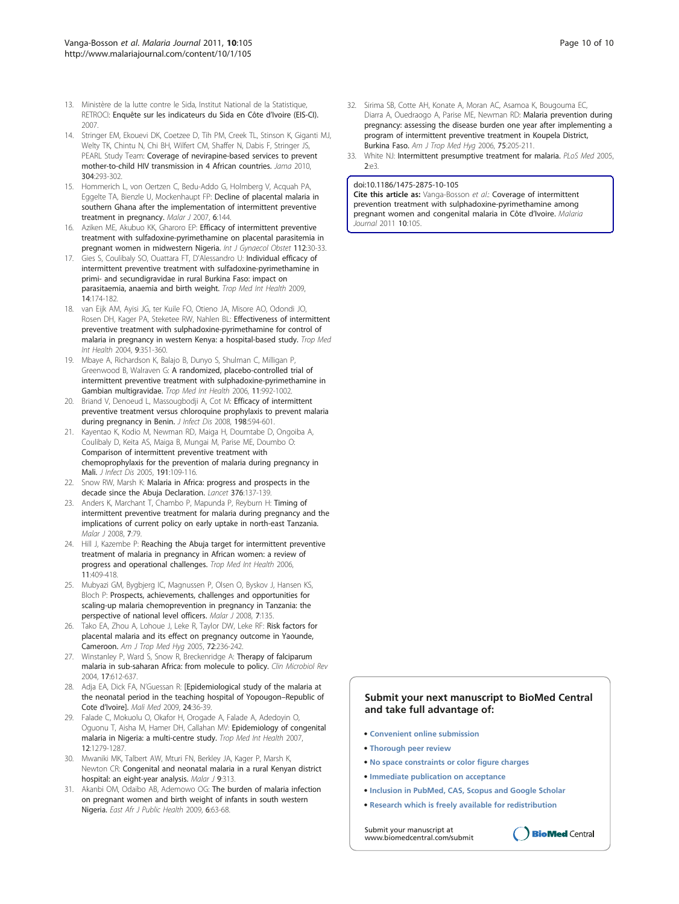13. Ministère de la lutte contre le Sida, Institut National de la Statistique, RETROCI: **Enquête sur les indicateurs du Sida en Côte d'Ivoire (EIS-CI).** 2007.
14. Stringer EM, Ekouevi DK, Coetzee D, Tih PM, Creek TL, Stinson K, Giganti MJ, Welty TK, Chintu N, Chi BH, Wilfert CM, Shaffer N, Dabis F, Stringer JS, PEARL Study Team: **Coverage of nevirapine-based services to prevent mother-to-child HIV transmission in 4 African countries.** *Jama* 2010, **304**:293-302.
15. Hommerich L, von Oertzen C, Bedu-Addo G, Holmberg V, Acquah PA, Eggelte TA, Bienzle U, Mockenhaupt FP: **Decline of placental malaria in southern Ghana after the implementation of intermittent preventive treatment in pregnancy.** *Malar J* 2007, **6**:144.
16. Aziken ME, Akubuo KK, Gharoro EP: **Efficacy of intermittent preventive treatment with sulfadoxine-pyrimethamine on placental parasitemia in pregnant women in midwestern Nigeria.** *Int J Gynaecol Obstet* **112**:30-33.
17. Gies S, Coulibaly SO, Ouattara FT, D'Alessandro U: **Individual efficacy of intermittent preventive treatment with sulfadoxine-pyrimethamine in primi- and secundigravidae in rural Burkina Faso: impact on parasitaemia, anaemia and birth weight.** *Trop Med Int Health* 2009, **14**:174-182.
18. van Eijk AM, Ayisi JG, ter Kuile FO, Otieno JA, Misore AO, Odondi JO, Rosen DH, Kager PA, Steketee RW, Nahlen BL: **Effectiveness of intermittent preventive treatment with sulphadoxine-pyrimethamine for control of malaria in pregnancy in western Kenya: a hospital-based study.** *Trop Med Int Health* 2004, **9**:351-360.
19. Mbaye A, Richardson K, Balajo B, Dunyo S, Shulman C, Milligan P, Greenwood B, Walraven G: **A randomized, placebo-controlled trial of intermittent preventive treatment with sulphadoxine-pyrimethamine in Gambian multigravidae.** *Trop Med Int Health* 2006, **11**:992-1002.
20. Briand V, Denoeud L, Massougbodji A, Cot M: **Efficacy of intermittent preventive treatment versus chloroquine prophylaxis to prevent malaria during pregnancy in Benin.** *J Infect Dis* 2008, **198**:594-601.
21. Kayentao K, Kodio M, Newman RD, Maiga H, Doumtabe D, Ongoiba A, Coulibaly D, Keita AS, Maiga B, Mungai M, Parise ME, Doumbo O: **Comparison of intermittent preventive treatment with chemoprophylaxis for the prevention of malaria during pregnancy in Mali.** *J Infect Dis* 2005, **191**:109-116.
22. Snow RW, Marsh K: **Malaria in Africa: progress and prospects in the decade since the Abuja Declaration.** *Lancet* **376**:137-139.
23. Anders K, Marchant T, Chambo P, Mapunda P, Reyburn H: **Timing of intermittent preventive treatment for malaria during pregnancy and the implications of current policy on early uptake in north-east Tanzania.** *Malar J* 2008, **7**:79.
24. Hill J, Kazembe P: **Reaching the Abuja target for intermittent preventive treatment of malaria in pregnancy in African women: a review of progress and operational challenges.** *Trop Med Int Health* 2006, **11**:409-418.
25. Mubyazi GM, Bygbjerg IC, Magnussen P, Olsen O, Byskov J, Hansen KS, Bloch P: **Prospects, achievements, challenges and opportunities for scaling-up malaria chemoprevention in pregnancy in Tanzania: the perspective of national level officers.** *Malar J* 2008, **7**:135.
26. Tako EA, Zhou A, Lohoue J, Leke R, Taylor DW, Leke RF: **Risk factors for placental malaria and its effect on pregnancy outcome in Yaounde, Cameroon.** *Am J Trop Med Hyg* 2005, **72**:236-242.
27. Winstanley P, Ward S, Snow R, Breckenridge A: **Therapy of falciparum malaria in sub-saharan Africa: from molecule to policy.** *Clin Microbiol Rev* 2004, **17**:612-637.
28. Adja EA, Dick FA, N'Guessan R: **[Epidemiological study of the malaria at the neonatal period in the teaching hospital of Yopougon–Republic of Cote d'Ivoire].** *Mali Med* 2009, **24**:36-39.
29. Falade C, Mokuolu O, Okafor H, Orogade A, Falade A, Adedoyin O, Oguonu T, Aisha M, Hamer DH, Callahan MV: **Epidemiology of congenital malaria in Nigeria: a multi-centre study.** *Trop Med Int Health* 2007, **12**:1279-1287.
30. Mwaniki MK, Talbert AW, Mturi FN, Berkley JA, Kager P, Marsh K, Newton CR: **Congenital and neonatal malaria in a rural Kenyan district hospital: an eight-year analysis.** *Malar J* **9**:313.
31. Akanbi OM, Odaibo AB, Ademowo OG: **The burden of malaria infection on pregnant women and birth weight of infants in south western Nigeria.** *East Afr J Public Health* 2009, **6**:63-68.
32. Sirima SB, Cotte AH, Konate A, Moran AC, Asamoa K, Bougouma EC, Diarra A, Ouedraogo A, Parise ME, Newman RD: **Malaria prevention during pregnancy: assessing the disease burden one year after implementing a program of intermittent preventive treatment in Koupela District, Burkina Faso.** *Am J Trop Med Hyg* 2006, **75**:205-211.
33. White NJ: **Intermittent presumptive treatment for malaria.** *PLoS Med* 2005, **2**:e3.

doi:10.1186/1475-2875-10-105

**Cite this article as:** Vanga-Bosson *et al.*: Coverage of intermittent prevention treatment with sulphadoxine-pyrimethamine among pregnant women and congenital malaria in Côte d'Ivoire. *Malaria Journal* 2011 **10**:105.

**Submit your next manuscript to BioMed Central and take full advantage of:**

- **Convenient online submission**
- **Thorough peer review**
- **No space constraints or color figure charges**
- **Immediate publication on acceptance**
- **Inclusion in PubMed, CAS, Scopus and Google Scholar**
- **Research which is freely available for redistribution**

Submit your manuscript at
www.biomedcentral.com/submit

BioMed Central